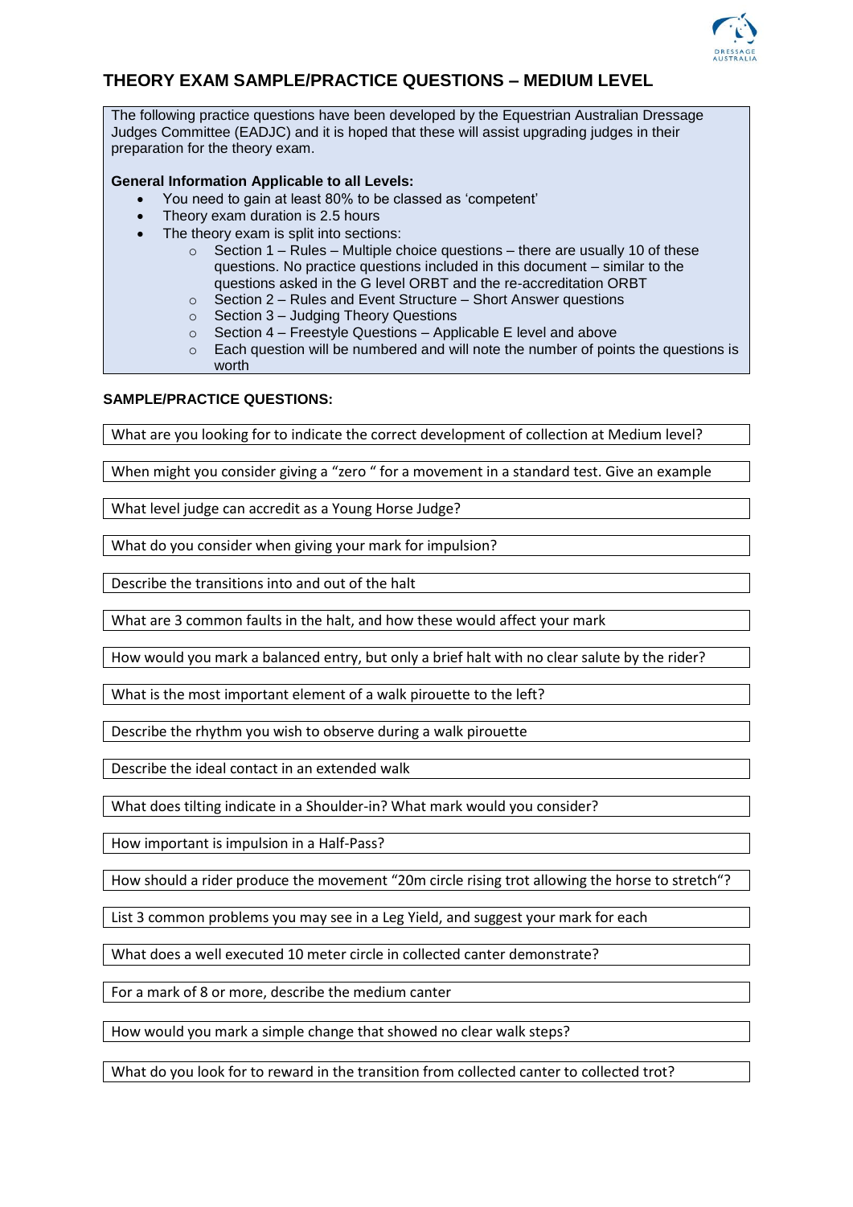# THEORY EXAM SAMPLE/PRACTICE QUESTIONS – MEDIUM LEVEL

The following practice questions have been developed by the Equestrian Australian Dressage Judges Committee (EADJC) and it is hoped that these will assist upgrading judges in their preparation for the theory exam.

**General Information Applicable to all Levels:**

- You need to gain at least 80% to be classed as 'competent'
- Theory exam duration is 2.5 hours
- The theory exam is split into sections:
  - Section 1 – Rules – Multiple choice questions – there are usually 10 of these questions. No practice questions included in this document – similar to the questions asked in the G level ORBT and the re-accreditation ORBT
  - Section 2 – Rules and Event Structure – Short Answer questions
  - Section 3 – Judging Theory Questions
  - Section 4 – Freestyle Questions – Applicable E level and above
  - Each question will be numbered and will note the number of points the questions is worth

**SAMPLE/PRACTICE QUESTIONS:**

What are you looking for to indicate the correct development of collection at Medium level?

When might you consider giving a "zero " for a movement in a standard test. Give an example

What level judge can accredit as a Young Horse Judge?

What do you consider when giving your mark for impulsion?

Describe the transitions into and out of the halt

What are 3 common faults in the halt, and how these would affect your mark

How would you mark a balanced entry, but only a brief halt with no clear salute by the rider?

What is the most important element of a walk pirouette to the left?

Describe the rhythm you wish to observe during a walk pirouette

Describe the ideal contact in an extended walk

What does tilting indicate in a Shoulder-in? What mark would you consider?

How important is impulsion in a Half-Pass?

How should a rider produce the movement "20m circle rising trot allowing the horse to stretch"?

List 3 common problems you may see in a Leg Yield, and suggest your mark for each

What does a well executed 10 meter circle in collected canter demonstrate?

For a mark of 8 or more, describe the medium canter

How would you mark a simple change that showed no clear walk steps?

What do you look for to reward in the transition from collected canter to collected trot?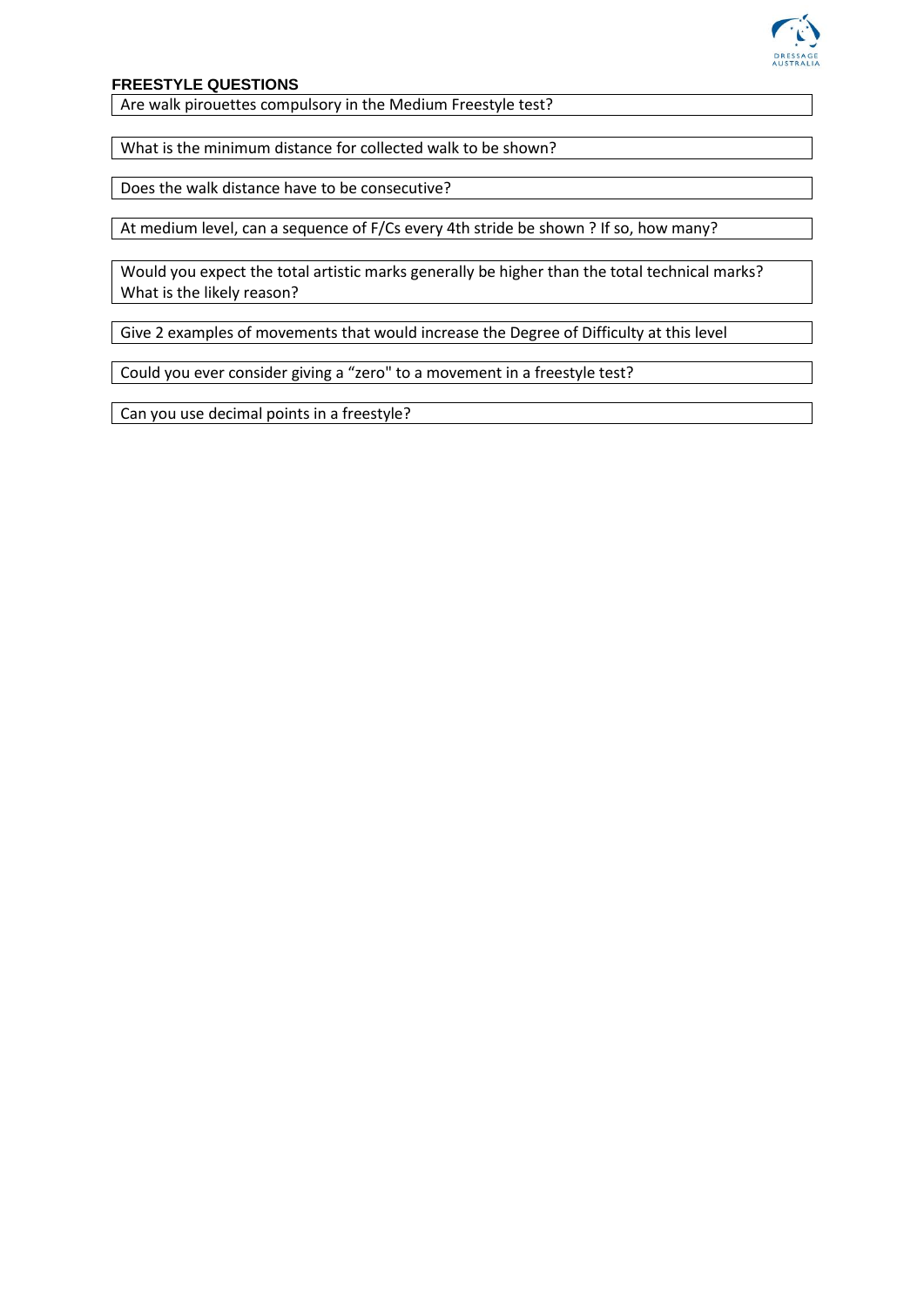**FREESTYLE QUESTIONS**

Are walk pirouettes compulsory in the Medium Freestyle test?

What is the minimum distance for collected walk to be shown?

Does the walk distance have to be consecutive?

At medium level, can a sequence of F/Cs every 4th stride be shown ? If so, how many?

Would you expect the total artistic marks generally be higher than the total technical marks? What is the likely reason?

Give 2 examples of movements that would increase the Degree of Difficulty at this level

Could you ever consider giving a "zero" to a movement in a freestyle test?

Can you use decimal points in a freestyle?